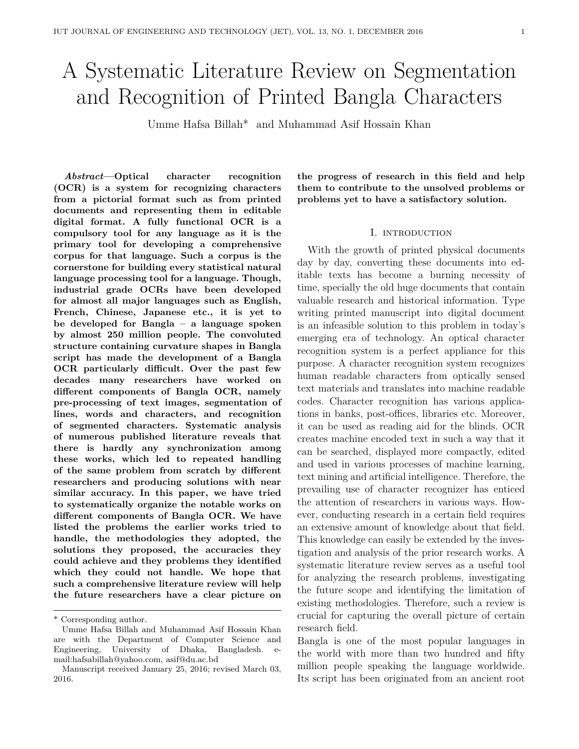# A Systematic Literature Review on Segmentation and Recognition of Printed Bangla Characters

Umme Hafsa Billah* and Muhammad Asif Hossain Khan

***Abstract*—Optical character recognition (OCR) is a system for recognizing characters from a pictorial format such as from printed documents and representing them in editable digital format. A fully functional OCR is a compulsory tool for any language as it is the primary tool for developing a comprehensive corpus for that language. Such a corpus is the cornerstone for building every statistical natural language processing tool for a language. Though, industrial grade OCRs have been developed for almost all major languages such as English, French, Chinese, Japanese etc., it is yet to be developed for Bangla – a language spoken by almost 250 million people. The convoluted structure containing curvature shapes in Bangla script has made the development of a Bangla OCR particularly difficult. Over the past few decades many researchers have worked on different components of Bangla OCR, namely pre-processing of text images, segmentation of lines, words and characters, and recognition of segmented characters. Systematic analysis of numerous published literature reveals that there is hardly any synchronization among these works, which led to repeated handling of the same problem from scratch by different researchers and producing solutions with near similar accuracy. In this paper, we have tried to systematically organize the notable works on different components of Bangla OCR. We have listed the problems the earlier works tried to handle, the methodologies they adopted, the solutions they proposed, the accuracies they could achieve and they problems they identified which they could not handle. We hope that such a comprehensive literature review will help the future researchers have a clear picture on the progress of research in this field and help them to contribute to the unsolved problems or problems yet to have a satisfactory solution.**

* Corresponding author.

Umme Hafsa Billah and Muhammad Asif Hossain Khan are with the Department of Computer Science and Engineering, University of Dhaka, Bangladesh. e-mail:hafsabillah@yahoo.com, asif@du.ac.bd

Manuscript received January 25, 2016; revised March 03, 2016.

## I. Introduction

With the growth of printed physical documents day by day, converting these documents into editable texts has become a burning necessity of time, specially the old huge documents that contain valuable research and historical information. Type writing printed manuscript into digital document is an infeasible solution to this problem in today's emerging era of technology. An optical character recognition system is a perfect appliance for this purpose. A character recognition system recognizes human readable characters from optically sensed text materials and translates into machine readable codes. Character recognition has various applications in banks, post-offices, libraries etc. Moreover, it can be used as reading aid for the blinds. OCR creates machine encoded text in such a way that it can be searched, displayed more compactly, edited and used in various processes of machine learning, text mining and artificial intelligence. Therefore, the prevailing use of character recognizer has enticed the attention of researchers in various ways. However, conducting research in a certain field requires an extensive amount of knowledge about that field. This knowledge can easily be extended by the investigation and analysis of the prior research works. A systematic literature review serves as a useful tool for analyzing the research problems, investigating the future scope and identifying the limitation of existing methodologies. Therefore, such a review is crucial for capturing the overall picture of certain research field.

Bangla is one of the most popular languages in the world with more than two hundred and fifty million people speaking the language worldwide. Its script has been originated from an ancient root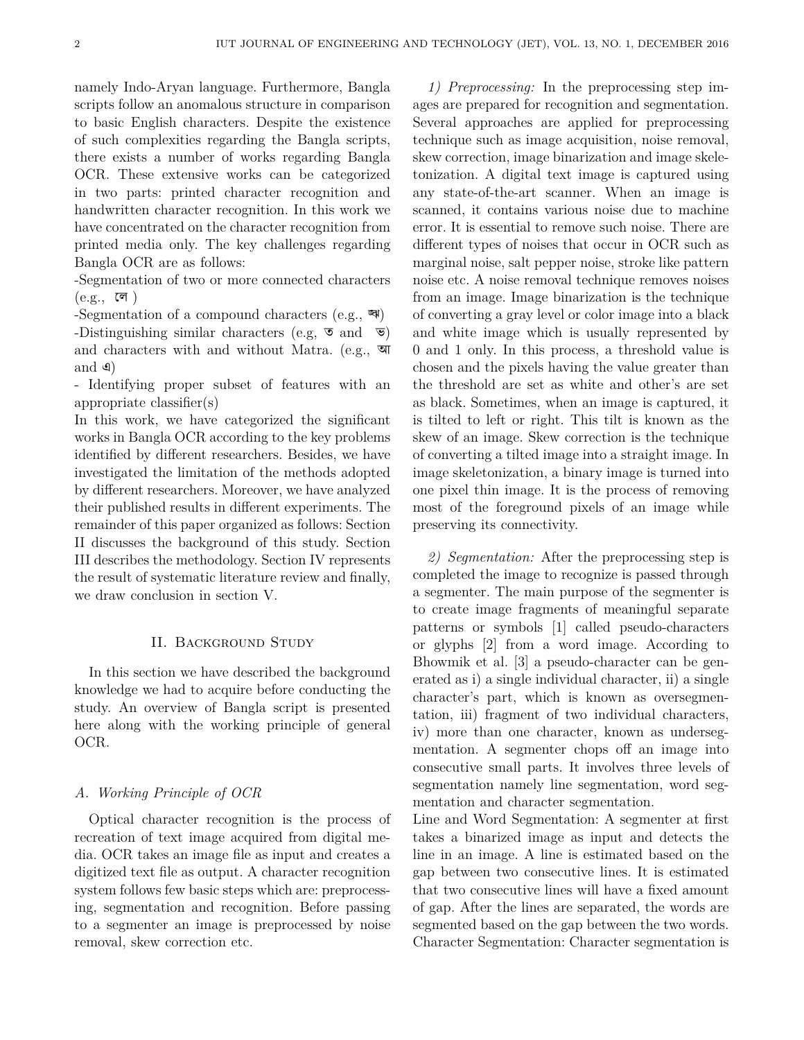namely Indo-Aryan language. Furthermore, Bangla scripts follow an anomalous structure in comparison to basic English characters. Despite the existence of such complexities regarding the Bangla scripts, there exists a number of works regarding Bangla OCR. These extensive works can be categorized in two parts: printed character recognition and handwritten character recognition. In this work we have concentrated on the character recognition from printed media only. The key challenges regarding Bangla OCR are as follows:

-Segmentation of two or more connected characters (e.g., লে )

-Segmentation of a compound characters (e.g., ক্ষ)

-Distinguishing similar characters (e.g, ত and ভ) and characters with and without Matra. (e.g., আ and এ)

- Identifying proper subset of features with an appropriate classifier(s)

In this work, we have categorized the significant works in Bangla OCR according to the key problems identified by different researchers. Besides, we have investigated the limitation of the methods adopted by different researchers. Moreover, we have analyzed their published results in different experiments. The remainder of this paper organized as follows: Section II discusses the background of this study. Section III describes the methodology. Section IV represents the result of systematic literature review and finally, we draw conclusion in section V.

## II. Background Study

In this section we have described the background knowledge we had to acquire before conducting the study. An overview of Bangla script is presented here along with the working principle of general OCR.

### A. Working Principle of OCR

Optical character recognition is the process of recreation of text image acquired from digital media. OCR takes an image file as input and creates a digitized text file as output. A character recognition system follows few basic steps which are: preprocessing, segmentation and recognition. Before passing to a segmenter an image is preprocessed by noise removal, skew correction etc.

*1) Preprocessing:* In the preprocessing step images are prepared for recognition and segmentation. Several approaches are applied for preprocessing technique such as image acquisition, noise removal, skew correction, image binarization and image skeletonization. A digital text image is captured using any state-of-the-art scanner. When an image is scanned, it contains various noise due to machine error. It is essential to remove such noise. There are different types of noises that occur in OCR such as marginal noise, salt pepper noise, stroke like pattern noise etc. A noise removal technique removes noises from an image. Image binarization is the technique of converting a gray level or color image into a black and white image which is usually represented by 0 and 1 only. In this process, a threshold value is chosen and the pixels having the value greater than the threshold are set as white and other's are set as black. Sometimes, when an image is captured, it is tilted to left or right. This tilt is known as the skew of an image. Skew correction is the technique of converting a tilted image into a straight image. In image skeletonization, a binary image is turned into one pixel thin image. It is the process of removing most of the foreground pixels of an image while preserving its connectivity.

*2) Segmentation:* After the preprocessing step is completed the image to recognize is passed through a segmenter. The main purpose of the segmenter is to create image fragments of meaningful separate patterns or symbols [1] called pseudo-characters or glyphs [2] from a word image. According to Bhowmik et al. [3] a pseudo-character can be generated as i) a single individual character, ii) a single character's part, which is known as oversegmentation, iii) fragment of two individual characters, iv) more than one character, known as undersegmentation. A segmenter chops off an image into consecutive small parts. It involves three levels of segmentation namely line segmentation, word segmentation and character segmentation.

Line and Word Segmentation: A segmenter at first takes a binarized image as input and detects the line in an image. A line is estimated based on the gap between two consecutive lines. It is estimated that two consecutive lines will have a fixed amount of gap. After the lines are separated, the words are segmented based on the gap between the two words.

Character Segmentation: Character segmentation is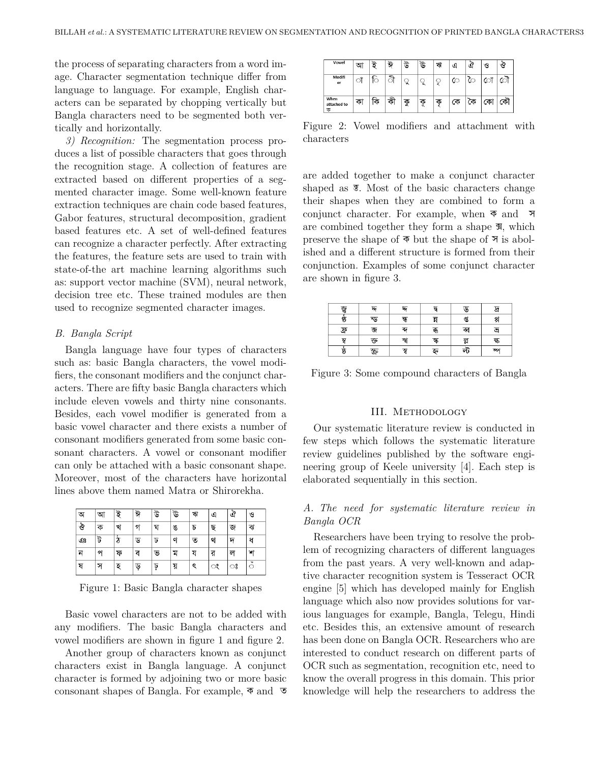the process of separating characters from a word image. Character segmentation technique differ from language to language. For example, English characters can be separated by chopping vertically but Bangla characters need to be segmented both vertically and horizontally.

*3) Recognition:* The segmentation process produces a list of possible characters that goes through the recognition stage. A collection of features are extracted based on different properties of a segmented character image. Some well-known feature extraction techniques are chain code based features, Gabor features, structural decomposition, gradient based features etc. A set of well-defined features can recognize a character perfectly. After extracting the features, the feature sets are used to train with state-of-the art machine learning algorithms such as: support vector machine (SVM), neural network, decision tree etc. These trained modules are then used to recognize segmented character images.

### B. Bangla Script

Bangla language have four types of characters such as: basic Bangla characters, the vowel modifiers, the consonant modifiers and the conjunct characters. There are fifty basic Bangla characters which include eleven vowels and thirty nine consonants. Besides, each vowel modifier is generated from a basic vowel character and there exists a number of consonant modifiers generated from some basic consonant characters. A vowel or consonant modifier can only be attached with a basic consonant shape. Moreover, most of the characters have horizontal lines above them named Matra or Shirorekha.

| অ | আ | ই | ঈ | উ | ঊ | ঋ | এ | ঐ | ও |
|---|---|---|---|---|---|---|---|---|---|
| ঔ | ক | খ | গ | ঘ | ঙ | চ | ছ | জ | ঝ |
| ঞ | ট | ঠ | ড | ঢ | ণ | ত | থ | দ | ধ |
| ন | প | ফ | ব | ভ | ম | য | র | ল | শ |
| ষ | স | হ | ড় | ঢ় | য় | ৎ | ং | ঃ | ঁ |

Figure 1: Basic Bangla character shapes

Basic vowel characters are not to be added with any modifiers. The basic Bangla characters and vowel modifiers are shown in figure 1 and figure 2.

Another group of characters known as conjunct characters exist in Bangla language. A conjunct character is formed by adjoining two or more basic consonant shapes of Bangla. For example, ক and ত are added together to make a conjunct character shaped as ক্ত. Most of the basic characters change their shapes when they are combined to form a conjunct character. For example, when ক and স are combined together they form a shape ক্স, which preserve the shape of ক but the shape of স is abolished and a different structure is formed from their conjunction. Examples of some conjunct character are shown in figure 3.

| Vowel | আ | ই | ঈ | উ | ঊ | ঋ | এ | ঐ | ও | ঔ |
|---|---|---|---|---|---|---|---|---|---|---|
| Modifier | া | ি | ী | ু | ূ | ৃ | ে | ৈ | ো | ৌ |
| When attached to ক | কা | কি | কী | কু | কূ | কৃ | কে | কৈ | কো | কৌ |

Figure 2: Vowel modifiers and attachment with characters

| জ্ঞ | ন্দ | দ্দ | দ্ব | ড্ড | দ্র |
|---|---|---|---|---|---|
| ষ্ঠ | ন্ড | ন্ধ | ম্ন | প্ত | প্ল |
| ফ্র | জ | ব্দ | ব্ধ | ব্ব | ভ্র |
| ম্ব | ক্ত | স্খ | স্ক | ল্ল | ল্ক |
| ষ্ঠ | ক্র | স্ব | হ্ন | ল্ট | ষ্প |

Figure 3: Some compound characters of Bangla

## III. Methodology

Our systematic literature review is conducted in few steps which follows the systematic literature review guidelines published by the software engineering group of Keele university [4]. Each step is elaborated sequentially in this section.

### A. The need for systematic literature review in Bangla OCR

Researchers have been trying to resolve the problem of recognizing characters of different languages from the past years. A very well-known and adaptive character recognition system is Tesseract OCR engine [5] which has developed mainly for English language which also now provides solutions for various languages for example, Bangla, Telegu, Hindi etc. Besides this, an extensive amount of research has been done on Bangla OCR. Researchers who are interested to conduct research on different parts of OCR such as segmentation, recognition etc, need to know the overall progress in this domain. This prior knowledge will help the researchers to address the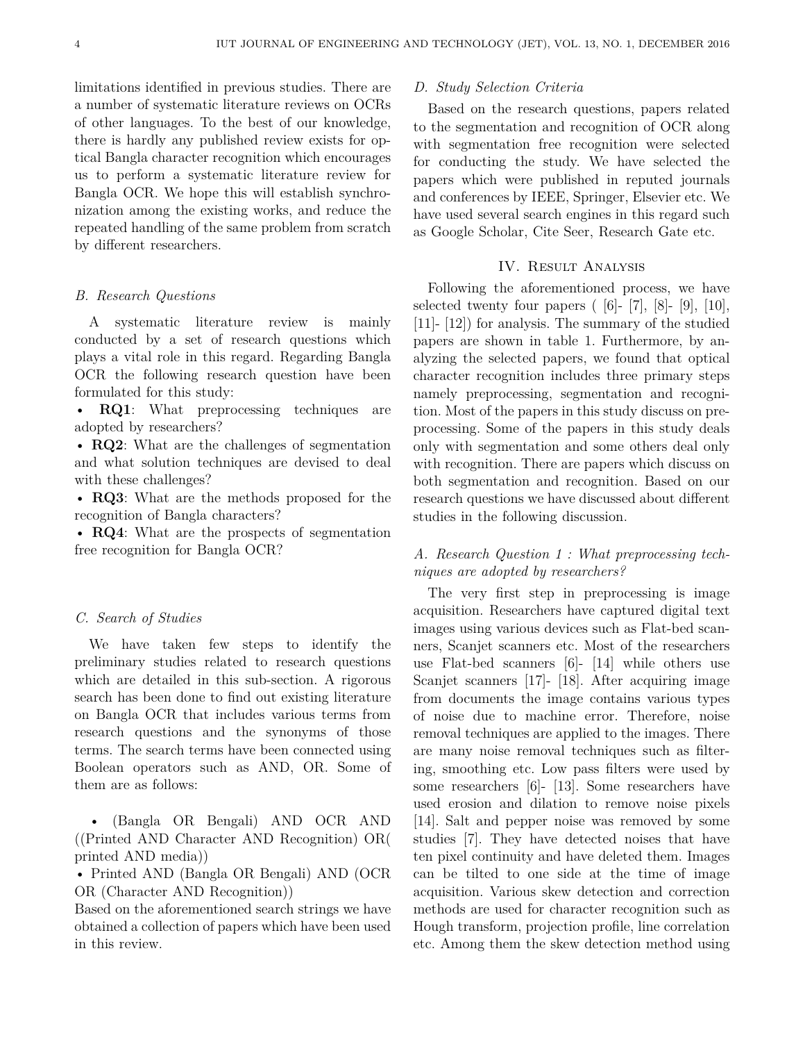limitations identified in previous studies. There are a number of systematic literature reviews on OCRs of other languages. To the best of our knowledge, there is hardly any published review exists for optical Bangla character recognition which encourages us to perform a systematic literature review for Bangla OCR. We hope this will establish synchronization among the existing works, and reduce the repeated handling of the same problem from scratch by different researchers.

### B. Research Questions

A systematic literature review is mainly conducted by a set of research questions which plays a vital role in this regard. Regarding Bangla OCR the following research question have been formulated for this study:

- **RQ1**: What preprocessing techniques are adopted by researchers?
- **RQ2**: What are the challenges of segmentation and what solution techniques are devised to deal with these challenges?
- **RQ3**: What are the methods proposed for the recognition of Bangla characters?
- **RQ4**: What are the prospects of segmentation free recognition for Bangla OCR?

### C. Search of Studies

We have taken few steps to identify the preliminary studies related to research questions which are detailed in this sub-section. A rigorous search has been done to find out existing literature on Bangla OCR that includes various terms from research questions and the synonyms of those terms. The search terms have been connected using Boolean operators such as AND, OR. Some of them are as follows:

- (Bangla OR Bengali) AND OCR AND ((Printed AND Character AND Recognition) OR( printed AND media))
- Printed AND (Bangla OR Bengali) AND (OCR OR (Character AND Recognition))

Based on the aforementioned search strings we have obtained a collection of papers which have been used in this review.

### D. Study Selection Criteria

Based on the research questions, papers related to the segmentation and recognition of OCR along with segmentation free recognition were selected for conducting the study. We have selected the papers which were published in reputed journals and conferences by IEEE, Springer, Elsevier etc. We have used several search engines in this regard such as Google Scholar, Cite Seer, Research Gate etc.

## IV. Result Analysis

Following the aforementioned process, we have selected twenty four papers ( [6]- [7], [8]- [9], [10], [11]- [12]) for analysis. The summary of the studied papers are shown in table 1. Furthermore, by analyzing the selected papers, we found that optical character recognition includes three primary steps namely preprocessing, segmentation and recognition. Most of the papers in this study discuss on preprocessing. Some of the papers in this study deals only with segmentation and some others deal only with recognition. There are papers which discuss on both segmentation and recognition. Based on our research questions we have discussed about different studies in the following discussion.

### A. Research Question 1 : What preprocessing techniques are adopted by researchers?

The very first step in preprocessing is image acquisition. Researchers have captured digital text images using various devices such as Flat-bed scanners, Scanjet scanners etc. Most of the researchers use Flat-bed scanners [6]- [14] while others use Scanjet scanners [17]- [18]. After acquiring image from documents the image contains various types of noise due to machine error. Therefore, noise removal techniques are applied to the images. There are many noise removal techniques such as filtering, smoothing etc. Low pass filters were used by some researchers [6]- [13]. Some researchers have used erosion and dilation to remove noise pixels [14]. Salt and pepper noise was removed by some studies [7]. They have detected noises that have ten pixel continuity and have deleted them. Images can be tilted to one side at the time of image acquisition. Various skew detection and correction methods are used for character recognition such as Hough transform, projection profile, line correlation etc. Among them the skew detection method using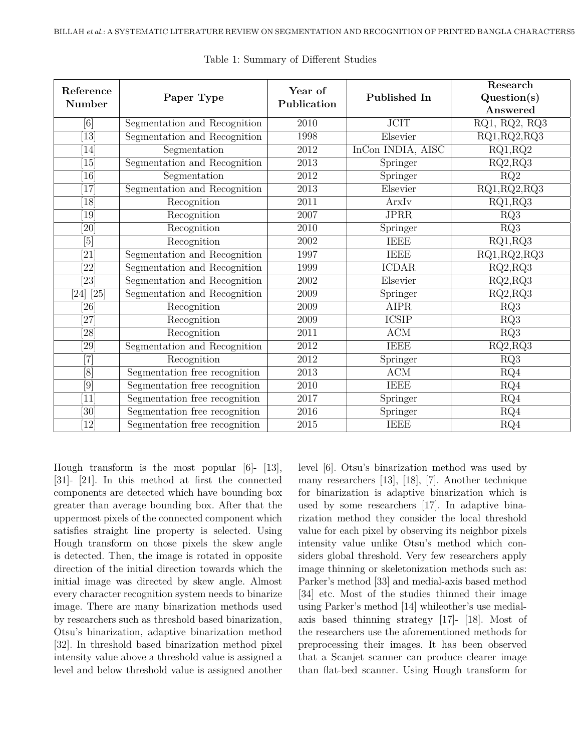Table 1: Summary of Different Studies

| Reference Number | Paper Type | Year of Publication | Published In | Research Question(s) Answered |
|---|---|---|---|---|
| [6] | Segmentation and Recognition | 2010 | JCIT | RQ1, RQ2, RQ3 |
| [13] | Segmentation and Recognition | 1998 | Elsevier | RQ1,RQ2,RQ3 |
| [14] | Segmentation | 2012 | InCon INDIA, AISC | RQ1,RQ2 |
| [15] | Segmentation and Recognition | 2013 | Springer | RQ2,RQ3 |
| [16] | Segmentation | 2012 | Springer | RQ2 |
| [17] | Segmentation and Recognition | 2013 | Elsevier | RQ1,RQ2,RQ3 |
| [18] | Recognition | 2011 | ArxIv | RQ1,RQ3 |
| [19] | Recognition | 2007 | JPRR | RQ3 |
| [20] | Recognition | 2010 | Springer | RQ3 |
| [5] | Recognition | 2002 | IEEE | RQ1,RQ3 |
| [21] | Segmentation and Recognition | 1997 | IEEE | RQ1,RQ2,RQ3 |
| [22] | Segmentation and Recognition | 1999 | ICDAR | RQ2,RQ3 |
| [23] | Segmentation and Recognition | 2002 | Elsevier | RQ2,RQ3 |
| [24] [25] | Segmentation and Recognition | 2009 | Springer | RQ2,RQ3 |
| [26] | Recognition | 2009 | AIPR | RQ3 |
| [27] | Recognition | 2009 | ICSIP | RQ3 |
| [28] | Recognition | 2011 | ACM | RQ3 |
| [29] | Segmentation and Recognition | 2012 | IEEE | RQ2,RQ3 |
| [7] | Recognition | 2012 | Springer | RQ3 |
| [8] | Segmentation free recognition | 2013 | ACM | RQ4 |
| [9] | Segmentation free recognition | 2010 | IEEE | RQ4 |
| [11] | Segmentation free recognition | 2017 | Springer | RQ4 |
| [30] | Segmentation free recognition | 2016 | Springer | RQ4 |
| [12] | Segmentation free recognition | 2015 | IEEE | RQ4 |

Hough transform is the most popular [6]- [13], [31]- [21]. In this method at first the connected components are detected which have bounding box greater than average bounding box. After that the uppermost pixels of the connected component which satisfies straight line property is selected. Using Hough transform on those pixels the skew angle is detected. Then, the image is rotated in opposite direction of the initial direction towards which the initial image was directed by skew angle. Almost every character recognition system needs to binarize image. There are many binarization methods used by researchers such as threshold based binarization, Otsu's binarization, adaptive binarization method [32]. In threshold based binarization method pixel intensity value above a threshold value is assigned a level and below threshold value is assigned another level [6]. Otsu's binarization method was used by many researchers [13], [18], [7]. Another technique for binarization is adaptive binarization which is used by some researchers [17]. In adaptive binarization method they consider the local threshold value for each pixel by observing its neighbor pixels intensity value unlike Otsu's method which considers global threshold. Very few researchers apply image thinning or skeletonization methods such as: Parker's method [33] and medial-axis based method [34] etc. Most of the studies thinned their image using Parker's method [14] whileother's use medial-axis based thinning strategy [17]- [18]. Most of the researchers use the aforementioned methods for preprocessing their images. It has been observed that a Scanjet scanner can produce clearer image than flat-bed scanner. Using Hough transform for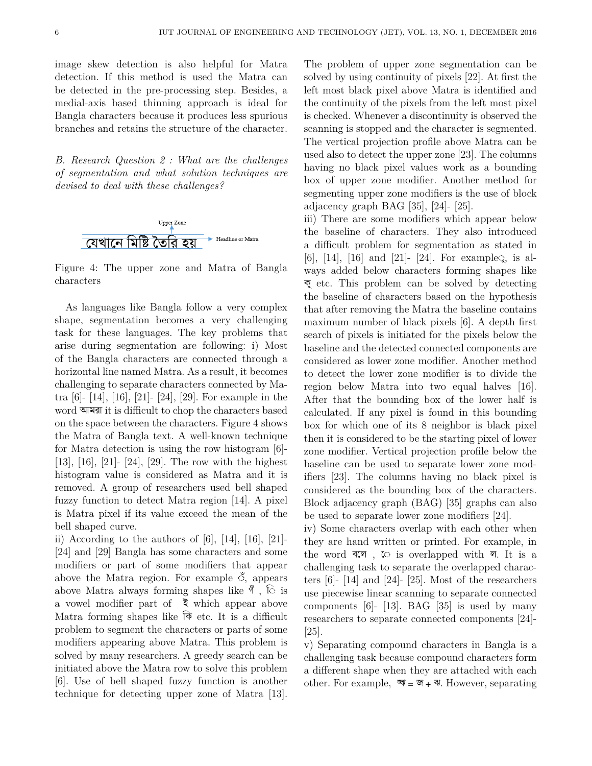image skew detection is also helpful for Matra detection. If this method is used the Matra can be detected in the pre-processing step. Besides, a medial-axis based thinning approach is ideal for Bangla characters because it produces less spurious branches and retains the structure of the character.

### *B. Research Question 2 : What are the challenges of segmentation and what solution techniques are devised to deal with these challenges?*

Upper Zone

যেখানে মিষ্টি তৈরি হয় — Headline or Matra

Figure 4: The upper zone and Matra of Bangla characters

As languages like Bangla follow a very complex shape, segmentation becomes a very challenging task for these languages. The key problems that arise during segmentation are following: i) Most of the Bangla characters are connected through a horizontal line named Matra. As a result, it becomes challenging to separate characters connected by Matra [6]- [14], [16], [21]- [24], [29]. For example in the word আমরা it is difficult to chop the characters based on the space between the characters. Figure 4 shows the Matra of Bangla text. A well-known technique for Matra detection is using the row histogram [6]- [13], [16], [21]- [24], [29]. The row with the highest histogram value is considered as Matra and it is removed. A group of researchers used bell shaped fuzzy function to detect Matra region [14]. A pixel is Matra pixel if its value exceed the mean of the bell shaped curve.

ii) According to the authors of [6], [14], [16], [21]- [24] and [29] Bangla has some characters and some modifiers or part of some modifiers that appear above the Matra region. For example ঁ, appears above Matra always forming shapes like গঁ , ি is a vowel modifier part of ই which appear above Matra forming shapes like কি etc. It is a difficult problem to segment the characters or parts of some modifiers appearing above Matra. This problem is solved by many researchers. A greedy search can be initiated above the Matra row to solve this problem [6]. Use of bell shaped fuzzy function is another technique for detecting upper zone of Matra [13]. The problem of upper zone segmentation can be solved by using continuity of pixels [22]. At first the left most black pixel above Matra is identified and the continuity of the pixels from the left most pixel is checked. Whenever a discontinuity is observed the scanning is stopped and the character is segmented. The vertical projection profile above Matra can be used also to detect the upper zone [23]. The columns having no black pixel values work as a bounding box of upper zone modifier. Another method for segmenting upper zone modifiers is the use of block adjacency graph BAG [35], [24]- [25].

iii) There are some modifiers which appear below the baseline of characters. They also introduced a difficult problem for segmentation as stated in [6], [14], [16] and [21]- [24]. For exampleু, is always added below characters forming shapes like কু etc. This problem can be solved by detecting the baseline of characters based on the hypothesis that after removing the Matra the baseline contains maximum number of black pixels [6]. A depth first search of pixels is initiated for the pixels below the baseline and the detected connected components are considered as lower zone modifier. Another method to detect the lower zone modifier is to divide the region below Matra into two equal halves [16]. After that the bounding box of the lower half is calculated. If any pixel is found in this bounding box for which one of its 8 neighbor is black pixel then it is considered to be the starting pixel of lower zone modifier. Vertical projection profile below the baseline can be used to separate lower zone modifiers [23]. The columns having no black pixel is considered as the bounding box of the characters. Block adjacency graph (BAG) [35] graphs can also be used to separate lower zone modifiers [24].

iv) Some characters overlap with each other when they are hand written or printed. For example, in the word বলে , ে is overlapped with ল. It is a challenging task to separate the overlapped characters [6]- [14] and [24]- [25]. Most of the researchers use piecewise linear scanning to separate connected components [6]- [13]. BAG [35] is used by many researchers to separate connected components [24]- [25].

v) Separating compound characters in Bangla is a challenging task because compound characters form a different shape when they are attached with each other. For example, জ্ঝ = জ + ঝ. However, separating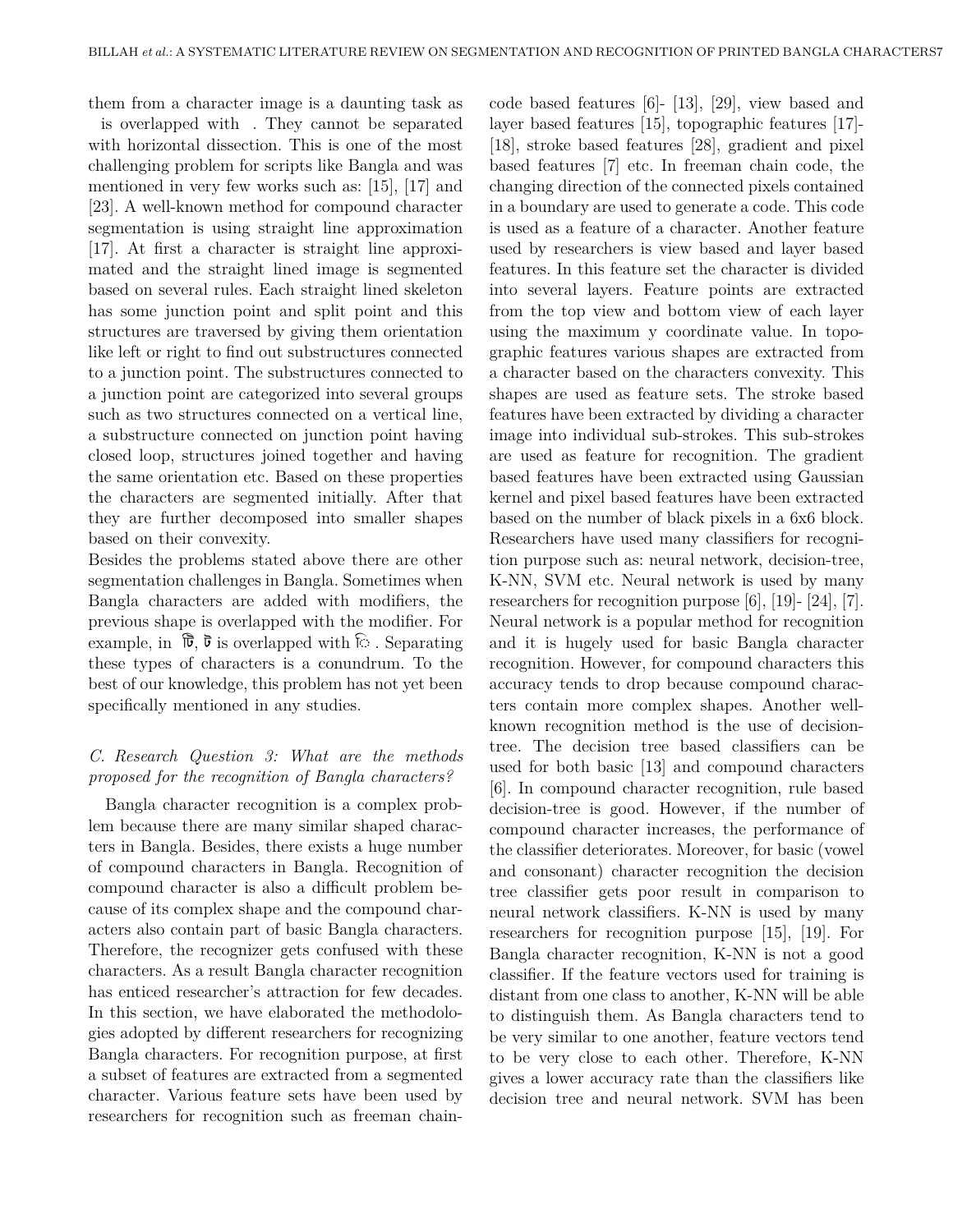them from a character image is a daunting task as   is overlapped with  . They cannot be separated with horizontal dissection. This is one of the most challenging problem for scripts like Bangla and was mentioned in very few works such as: [15], [17] and [23]. A well-known method for compound character segmentation is using straight line approximation [17]. At first a character is straight line approximated and the straight lined image is segmented based on several rules. Each straight lined skeleton has some junction point and split point and this structures are traversed by giving them orientation like left or right to find out substructures connected to a junction point. The substructures connected to a junction point are categorized into several groups such as two structures connected on a vertical line, a substructure connected on junction point having closed loop, structures joined together and having the same orientation etc. Based on these properties the characters are segmented initially. After that they are further decomposed into smaller shapes based on their convexity.

Besides the problems stated above there are other segmentation challenges in Bangla. Sometimes when Bangla characters are added with modifiers, the previous shape is overlapped with the modifier. For example, in টি, ট is overlapped with ি. Separating these types of characters is a conundrum. To the best of our knowledge, this problem has not yet been specifically mentioned in any studies.

### C. Research Question 3: What are the methods proposed for the recognition of Bangla characters?

Bangla character recognition is a complex problem because there are many similar shaped characters in Bangla. Besides, there exists a huge number of compound characters in Bangla. Recognition of compound character is also a difficult problem because of its complex shape and the compound characters also contain part of basic Bangla characters. Therefore, the recognizer gets confused with these characters. As a result Bangla character recognition has enticed researcher's attraction for few decades. In this section, we have elaborated the methodologies adopted by different researchers for recognizing Bangla characters. For recognition purpose, at first a subset of features are extracted from a segmented character. Various feature sets have been used by researchers for recognition such as freeman chain-code based features [6]- [13], [29], view based and layer based features [15], topographic features [17]- [18], stroke based features [28], gradient and pixel based features [7] etc. In freeman chain code, the changing direction of the connected pixels contained in a boundary are used to generate a code. This code is used as a feature of a character. Another feature used by researchers is view based and layer based features. In this feature set the character is divided into several layers. Feature points are extracted from the top view and bottom view of each layer using the maximum y coordinate value. In topographic features various shapes are extracted from a character based on the characters convexity. This shapes are used as feature sets. The stroke based features have been extracted by dividing a character image into individual sub-strokes. This sub-strokes are used as feature for recognition. The gradient based features have been extracted using Gaussian kernel and pixel based features have been extracted based on the number of black pixels in a 6x6 block. Researchers have used many classifiers for recognition purpose such as: neural network, decision-tree, K-NN, SVM etc. Neural network is used by many researchers for recognition purpose [6], [19]- [24], [7]. Neural network is a popular method for recognition and it is hugely used for basic Bangla character recognition. However, for compound characters this accuracy tends to drop because compound characters contain more complex shapes. Another well-known recognition method is the use of decision-tree. The decision tree based classifiers can be used for both basic [13] and compound characters [6]. In compound character recognition, rule based decision-tree is good. However, if the number of compound character increases, the performance of the classifier deteriorates. Moreover, for basic (vowel and consonant) character recognition the decision tree classifier gets poor result in comparison to neural network classifiers. K-NN is used by many researchers for recognition purpose [15], [19]. For Bangla character recognition, K-NN is not a good classifier. If the feature vectors used for training is distant from one class to another, K-NN will be able to distinguish them. As Bangla characters tend to be very similar to one another, feature vectors tend to be very close to each other. Therefore, K-NN gives a lower accuracy rate than the classifiers like decision tree and neural network. SVM has been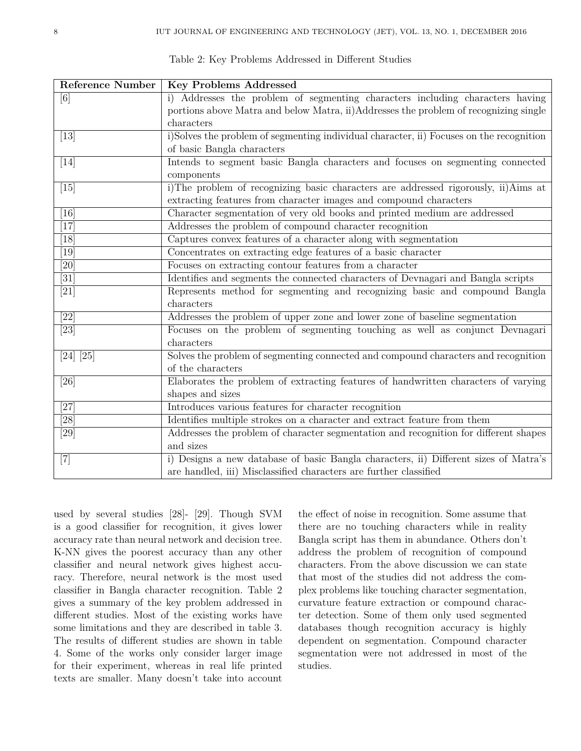Table 2: Key Problems Addressed in Different Studies

| Reference Number | Key Problems Addressed |
| --- | --- |
| [6] | i) Addresses the problem of segmenting characters including characters having portions above Matra and below Matra, ii)Addresses the problem of recognizing single characters |
| [13] | i)Solves the problem of segmenting individual character, ii) Focuses on the recognition of basic Bangla characters |
| [14] | Intends to segment basic Bangla characters and focuses on segmenting connected components |
| [15] | i)The problem of recognizing basic characters are addressed rigorously, ii)Aims at extracting features from character images and compound characters |
| [16] | Character segmentation of very old books and printed medium are addressed |
| [17] | Addresses the problem of compound character recognition |
| [18] | Captures convex features of a character along with segmentation |
| [19] | Concentrates on extracting edge features of a basic character |
| [20] | Focuses on extracting contour features from a character |
| [31] | Identifies and segments the connected characters of Devnagari and Bangla scripts |
| [21] | Represents method for segmenting and recognizing basic and compound Bangla characters |
| [22] | Addresses the problem of upper zone and lower zone of baseline segmentation |
| [23] | Focuses on the problem of segmenting touching as well as conjunct Devnagari characters |
| [24] [25] | Solves the problem of segmenting connected and compound characters and recognition of the characters |
| [26] | Elaborates the problem of extracting features of handwritten characters of varying shapes and sizes |
| [27] | Introduces various features for character recognition |
| [28] | Identifies multiple strokes on a character and extract feature from them |
| [29] | Addresses the problem of character segmentation and recognition for different shapes and sizes |
| [7] | i) Designs a new database of basic Bangla characters, ii) Different sizes of Matra's are handled, iii) Misclassified characters are further classified |

used by several studies [28]- [29]. Though SVM is a good classifier for recognition, it gives lower accuracy rate than neural network and decision tree. K-NN gives the poorest accuracy than any other classifier and neural network gives highest accuracy. Therefore, neural network is the most used classifier in Bangla character recognition. Table 2 gives a summary of the key problem addressed in different studies. Most of the existing works have some limitations and they are described in table 3. The results of different studies are shown in table 4. Some of the works only consider larger image for their experiment, whereas in real life printed texts are smaller. Many doesn't take into account the effect of noise in recognition. Some assume that there are no touching characters while in reality Bangla script has them in abundance. Others don't address the problem of recognition of compound characters. From the above discussion we can state that most of the studies did not address the complex problems like touching character segmentation, curvature feature extraction or compound character detection. Some of them only used segmented databases though recognition accuracy is highly dependent on segmentation. Compound character segmentation were not addressed in most of the studies.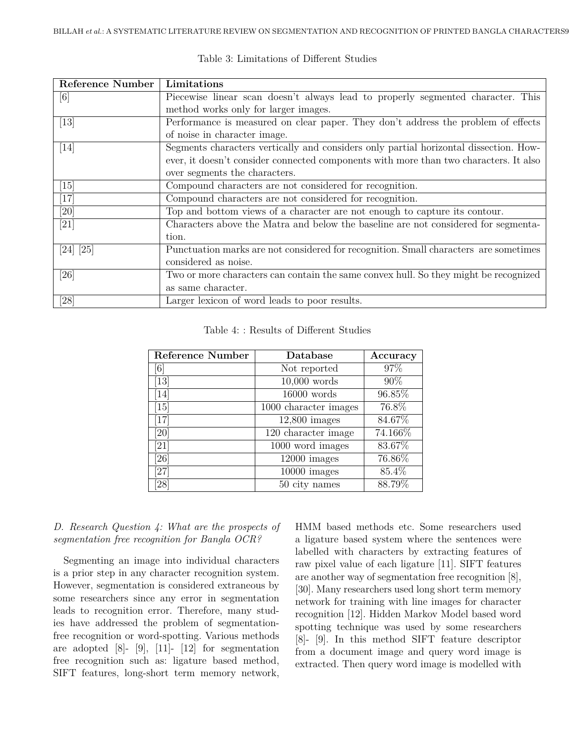Table 3: Limitations of Different Studies

| Reference Number | Limitations |
|---|---|
| [6] | Piecewise linear scan doesn't always lead to properly segmented character. This method works only for larger images. |
| [13] | Performance is measured on clear paper. They don't address the problem of effects of noise in character image. |
| [14] | Segments characters vertically and considers only partial horizontal dissection. However, it doesn't consider connected components with more than two characters. It also over segments the characters. |
| [15] | Compound characters are not considered for recognition. |
| [17] | Compound characters are not considered for recognition. |
| [20] | Top and bottom views of a character are not enough to capture its contour. |
| [21] | Characters above the Matra and below the baseline are not considered for segmentation. |
| [24] [25] | Punctuation marks are not considered for recognition. Small characters are sometimes considered as noise. |
| [26] | Two or more characters can contain the same convex hull. So they might be recognized as same character. |
| [28] | Larger lexicon of word leads to poor results. |

Table 4: : Results of Different Studies

| Reference Number | Database | Accuracy |
|---|---|---|
| [6] | Not reported | 97% |
| [13] | 10,000 words | 90% |
| [14] | 16000 words | 96.85% |
| [15] | 1000 character images | 76.8% |
| [17] | 12,800 images | 84.67% |
| [20] | 120 character image | 74.166% |
| [21] | 1000 word images | 83.67% |
| [26] | 12000 images | 76.86% |
| [27] | 10000 images | 85.4% |
| [28] | 50 city names | 88.79% |

### *D. Research Question 4: What are the prospects of segmentation free recognition for Bangla OCR?*

Segmenting an image into individual characters is a prior step in any character recognition system. However, segmentation is considered extraneous by some researchers since any error in segmentation leads to recognition error. Therefore, many studies have addressed the problem of segmentation-free recognition or word-spotting. Various methods are adopted [8]- [9], [11]- [12] for segmentation free recognition such as: ligature based method, SIFT features, long-short term memory network, HMM based methods etc. Some researchers used a ligature based system where the sentences were labelled with characters by extracting features of raw pixel value of each ligature [11]. SIFT features are another way of segmentation free recognition [8], [30]. Many researchers used long short term memory network for training with line images for character recognition [12]. Hidden Markov Model based word spotting technique was used by some researchers [8]- [9]. In this method SIFT feature descriptor from a document image and query word image is extracted. Then query word image is modelled with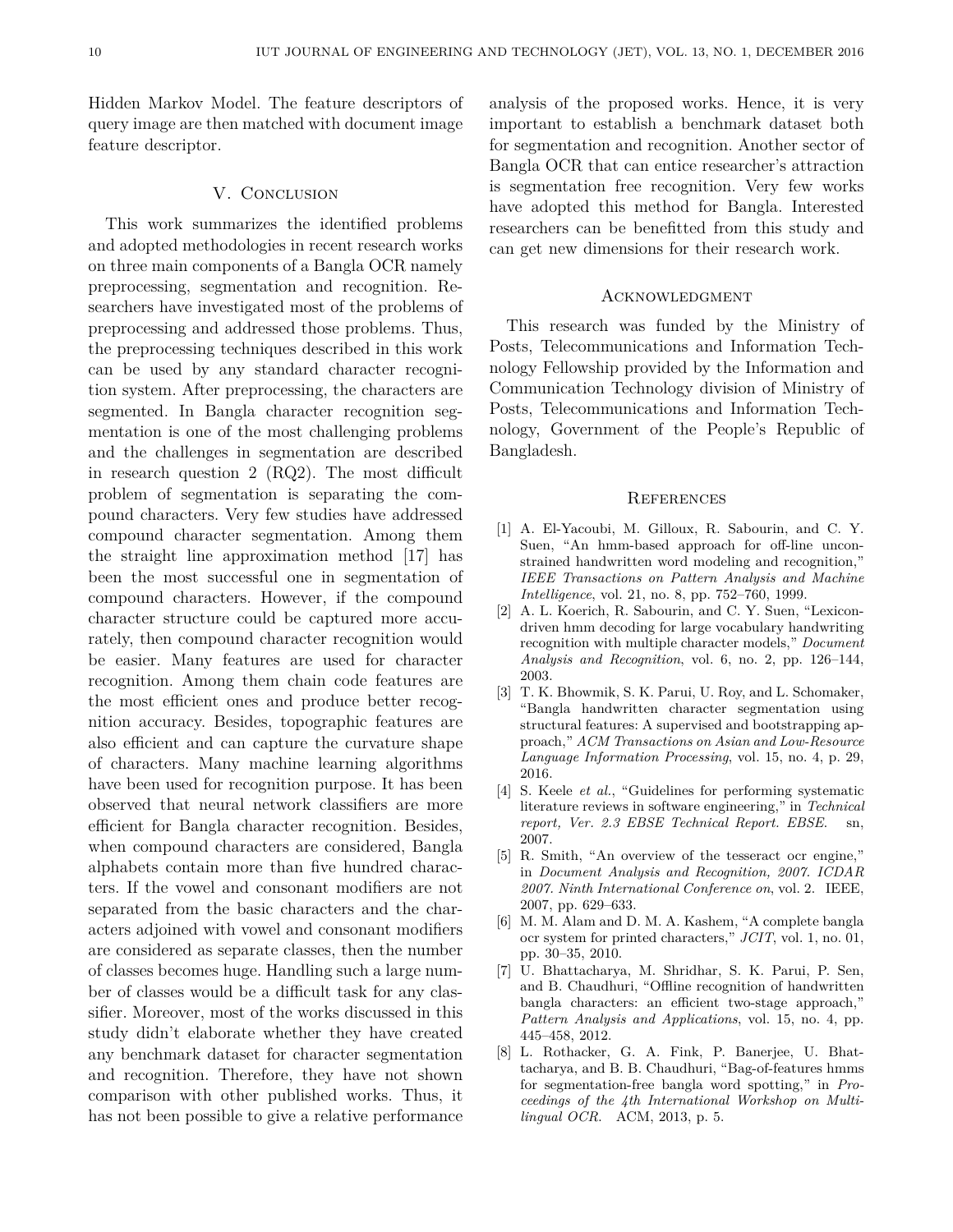Hidden Markov Model. The feature descriptors of query image are then matched with document image feature descriptor.

## V. Conclusion

This work summarizes the identified problems and adopted methodologies in recent research works on three main components of a Bangla OCR namely preprocessing, segmentation and recognition. Researchers have investigated most of the problems of preprocessing and addressed those problems. Thus, the preprocessing techniques described in this work can be used by any standard character recognition system. After preprocessing, the characters are segmented. In Bangla character recognition segmentation is one of the most challenging problems and the challenges in segmentation are described in research question 2 (RQ2). The most difficult problem of segmentation is separating the compound characters. Very few studies have addressed compound character segmentation. Among them the straight line approximation method [17] has been the most successful one in segmentation of compound characters. However, if the compound character structure could be captured more accurately, then compound character recognition would be easier. Many features are used for character recognition. Among them chain code features are the most efficient ones and produce better recognition accuracy. Besides, topographic features are also efficient and can capture the curvature shape of characters. Many machine learning algorithms have been used for recognition purpose. It has been observed that neural network classifiers are more efficient for Bangla character recognition. Besides, when compound characters are considered, Bangla alphabets contain more than five hundred characters. If the vowel and consonant modifiers are not separated from the basic characters and the characters adjoined with vowel and consonant modifiers are considered as separate classes, then the number of classes becomes huge. Handling such a large number of classes would be a difficult task for any classifier. Moreover, most of the works discussed in this study didn't elaborate whether they have created any benchmark dataset for character segmentation and recognition. Therefore, they have not shown comparison with other published works. Thus, it has not been possible to give a relative performance analysis of the proposed works. Hence, it is very important to establish a benchmark dataset both for segmentation and recognition. Another sector of Bangla OCR that can entice researcher's attraction is segmentation free recognition. Very few works have adopted this method for Bangla. Interested researchers can be benefitted from this study and can get new dimensions for their research work.

## Acknowledgment

This research was funded by the Ministry of Posts, Telecommunications and Information Technology Fellowship provided by the Information and Communication Technology division of Ministry of Posts, Telecommunications and Information Technology, Government of the People's Republic of Bangladesh.

## References

[1] A. El-Yacoubi, M. Gilloux, R. Sabourin, and C. Y. Suen, "An hmm-based approach for off-line unconstrained handwritten word modeling and recognition," *IEEE Transactions on Pattern Analysis and Machine Intelligence*, vol. 21, no. 8, pp. 752–760, 1999.

[2] A. L. Koerich, R. Sabourin, and C. Y. Suen, "Lexicon-driven hmm decoding for large vocabulary handwriting recognition with multiple character models," *Document Analysis and Recognition*, vol. 6, no. 2, pp. 126–144, 2003.

[3] T. K. Bhowmik, S. K. Parui, U. Roy, and L. Schomaker, "Bangla handwritten character segmentation using structural features: A supervised and bootstrapping approach," *ACM Transactions on Asian and Low-Resource Language Information Processing*, vol. 15, no. 4, p. 29, 2016.

[4] S. Keele *et al.*, "Guidelines for performing systematic literature reviews in software engineering," in *Technical report, Ver. 2.3 EBSE Technical Report. EBSE*. sn, 2007.

[5] R. Smith, "An overview of the tesseract ocr engine," in *Document Analysis and Recognition, 2007. ICDAR 2007. Ninth International Conference on*, vol. 2. IEEE, 2007, pp. 629–633.

[6] M. M. Alam and D. M. A. Kashem, "A complete bangla ocr system for printed characters," *JCIT*, vol. 1, no. 01, pp. 30–35, 2010.

[7] U. Bhattacharya, M. Shridhar, S. K. Parui, P. Sen, and B. Chaudhuri, "Offline recognition of handwritten bangla characters: an efficient two-stage approach," *Pattern Analysis and Applications*, vol. 15, no. 4, pp. 445–458, 2012.

[8] L. Rothacker, G. A. Fink, P. Banerjee, U. Bhattacharya, and B. B. Chaudhuri, "Bag-of-features hmms for segmentation-free bangla word spotting," in *Proceedings of the 4th International Workshop on Multilingual OCR*. ACM, 2013, p. 5.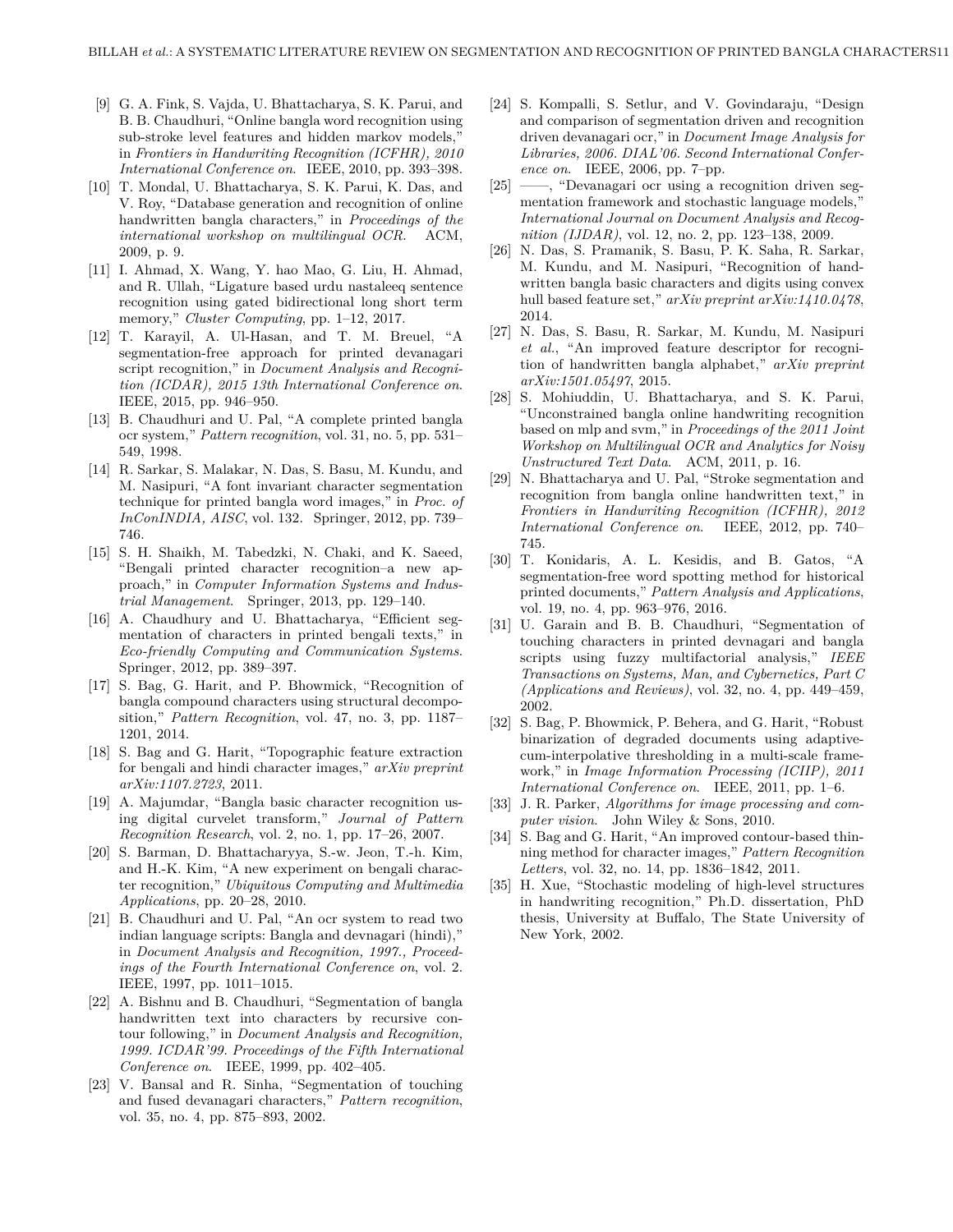[9] G. A. Fink, S. Vajda, U. Bhattacharya, S. K. Parui, and B. B. Chaudhuri, "Online bangla word recognition using sub-stroke level features and hidden markov models," in *Frontiers in Handwriting Recognition (ICFHR), 2010 International Conference on*. IEEE, 2010, pp. 393–398.

[10] T. Mondal, U. Bhattacharya, S. K. Parui, K. Das, and V. Roy, "Database generation and recognition of online handwritten bangla characters," in *Proceedings of the international workshop on multilingual OCR*. ACM, 2009, p. 9.

[11] I. Ahmad, X. Wang, Y. hao Mao, G. Liu, H. Ahmad, and R. Ullah, "Ligature based urdu nastaleeq sentence recognition using gated bidirectional long short term memory," *Cluster Computing*, pp. 1–12, 2017.

[12] T. Karayil, A. Ul-Hasan, and T. M. Breuel, "A segmentation-free approach for printed devanagari script recognition," in *Document Analysis and Recognition (ICDAR), 2015 13th International Conference on*. IEEE, 2015, pp. 946–950.

[13] B. Chaudhuri and U. Pal, "A complete printed bangla ocr system," *Pattern recognition*, vol. 31, no. 5, pp. 531–549, 1998.

[14] R. Sarkar, S. Malakar, N. Das, S. Basu, M. Kundu, and M. Nasipuri, "A font invariant character segmentation technique for printed bangla word images," in *Proc. of InConINDIA, AISC*, vol. 132. Springer, 2012, pp. 739–746.

[15] S. H. Shaikh, M. Tabedzki, N. Chaki, and K. Saeed, "Bengali printed character recognition–a new approach," in *Computer Information Systems and Industrial Management*. Springer, 2013, pp. 129–140.

[16] A. Chaudhury and U. Bhattacharya, "Efficient segmentation of characters in printed bengali texts," in *Eco-friendly Computing and Communication Systems*. Springer, 2012, pp. 389–397.

[17] S. Bag, G. Harit, and P. Bhowmick, "Recognition of bangla compound characters using structural decomposition," *Pattern Recognition*, vol. 47, no. 3, pp. 1187–1201, 2014.

[18] S. Bag and G. Harit, "Topographic feature extraction for bengali and hindi character images," *arXiv preprint arXiv:1107.2723*, 2011.

[19] A. Majumdar, "Bangla basic character recognition using digital curvelet transform," *Journal of Pattern Recognition Research*, vol. 2, no. 1, pp. 17–26, 2007.

[20] S. Barman, D. Bhattacharyya, S.-w. Jeon, T.-h. Kim, and H.-K. Kim, "A new experiment on bengali character recognition," *Ubiquitous Computing and Multimedia Applications*, pp. 20–28, 2010.

[21] B. Chaudhuri and U. Pal, "An ocr system to read two indian language scripts: Bangla and devnagari (hindi)," in *Document Analysis and Recognition, 1997., Proceedings of the Fourth International Conference on*, vol. 2. IEEE, 1997, pp. 1011–1015.

[22] A. Bishnu and B. Chaudhuri, "Segmentation of bangla handwritten text into characters by recursive contour following," in *Document Analysis and Recognition, 1999. ICDAR'99. Proceedings of the Fifth International Conference on*. IEEE, 1999, pp. 402–405.

[23] V. Bansal and R. Sinha, "Segmentation of touching and fused devanagari characters," *Pattern recognition*, vol. 35, no. 4, pp. 875–893, 2002.

[24] S. Kompalli, S. Setlur, and V. Govindaraju, "Design and comparison of segmentation driven and recognition driven devanagari ocr," in *Document Image Analysis for Libraries, 2006. DIAL'06. Second International Conference on*. IEEE, 2006, pp. 7–pp.

[25] ——, "Devanagari ocr using a recognition driven segmentation framework and stochastic language models," *International Journal on Document Analysis and Recognition (IJDAR)*, vol. 12, no. 2, pp. 123–138, 2009.

[26] N. Das, S. Pramanik, S. Basu, P. K. Saha, R. Sarkar, M. Kundu, and M. Nasipuri, "Recognition of handwritten bangla basic characters and digits using convex hull based feature set," *arXiv preprint arXiv:1410.0478*, 2014.

[27] N. Das, S. Basu, R. Sarkar, M. Kundu, M. Nasipuri *et al.*, "An improved feature descriptor for recognition of handwritten bangla alphabet," *arXiv preprint arXiv:1501.05497*, 2015.

[28] S. Mohiuddin, U. Bhattacharya, and S. K. Parui, "Unconstrained bangla online handwriting recognition based on mlp and svm," in *Proceedings of the 2011 Joint Workshop on Multilingual OCR and Analytics for Noisy Unstructured Text Data*. ACM, 2011, p. 16.

[29] N. Bhattacharya and U. Pal, "Stroke segmentation and recognition from bangla online handwritten text," in *Frontiers in Handwriting Recognition (ICFHR), 2012 International Conference on*. IEEE, 2012, pp. 740–745.

[30] T. Konidaris, A. L. Kesidis, and B. Gatos, "A segmentation-free word spotting method for historical printed documents," *Pattern Analysis and Applications*, vol. 19, no. 4, pp. 963–976, 2016.

[31] U. Garain and B. B. Chaudhuri, "Segmentation of touching characters in printed devnagari and bangla scripts using fuzzy multifactorial analysis," *IEEE Transactions on Systems, Man, and Cybernetics, Part C (Applications and Reviews)*, vol. 32, no. 4, pp. 449–459, 2002.

[32] S. Bag, P. Bhowmick, P. Behera, and G. Harit, "Robust binarization of degraded documents using adaptive-cum-interpolative thresholding in a multi-scale framework," in *Image Information Processing (ICIIP), 2011 International Conference on*. IEEE, 2011, pp. 1–6.

[33] J. R. Parker, *Algorithms for image processing and computer vision*. John Wiley & Sons, 2010.

[34] S. Bag and G. Harit, "An improved contour-based thinning method for character images," *Pattern Recognition Letters*, vol. 32, no. 14, pp. 1836–1842, 2011.

[35] H. Xue, "Stochastic modeling of high-level structures in handwriting recognition," Ph.D. dissertation, PhD thesis, University at Buffalo, The State University of New York, 2002.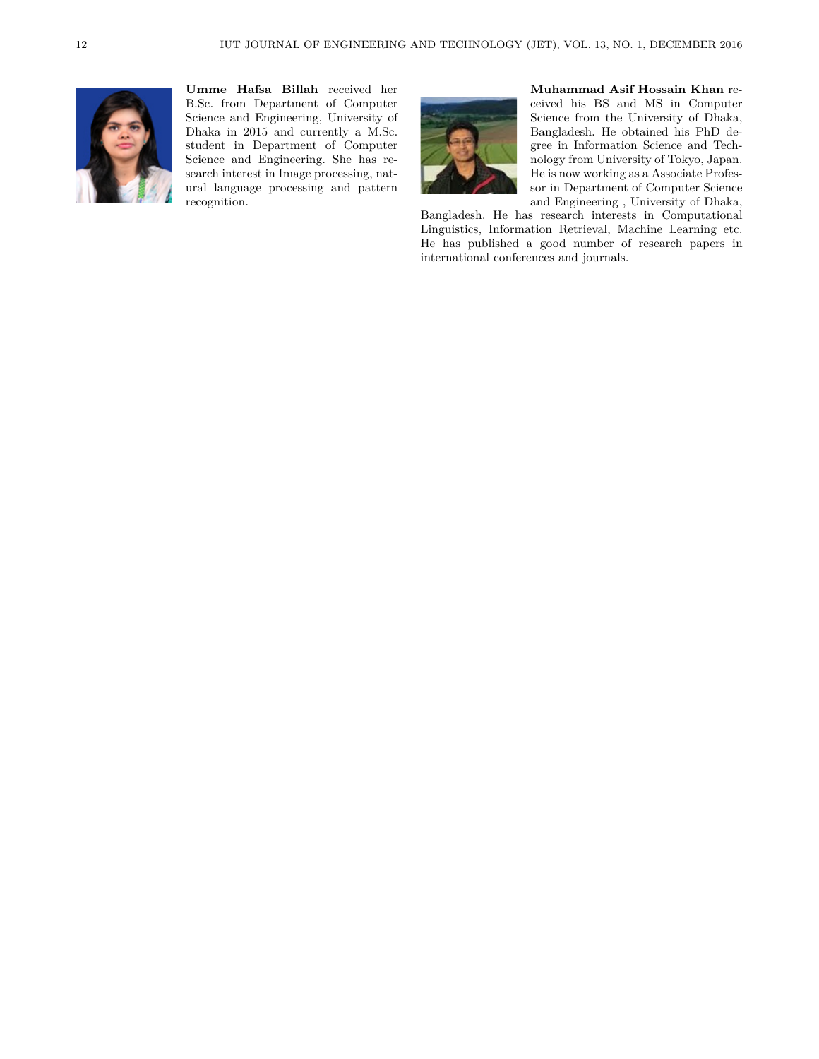**Umme Hafsa Billah** received her B.Sc. from Department of Computer Science and Engineering, University of Dhaka in 2015 and currently a M.Sc. student in Department of Computer Science and Engineering. She has research interest in Image processing, natural language processing and pattern recognition.

**Muhammad Asif Hossain Khan** received his BS and MS in Computer Science from the University of Dhaka, Bangladesh. He obtained his PhD degree in Information Science and Technology from University of Tokyo, Japan. He is now working as a Associate Professor in Department of Computer Science and Engineering , University of Dhaka, Bangladesh. He has research interests in Computational Linguistics, Information Retrieval, Machine Learning etc. He has published a good number of research papers in international conferences and journals.